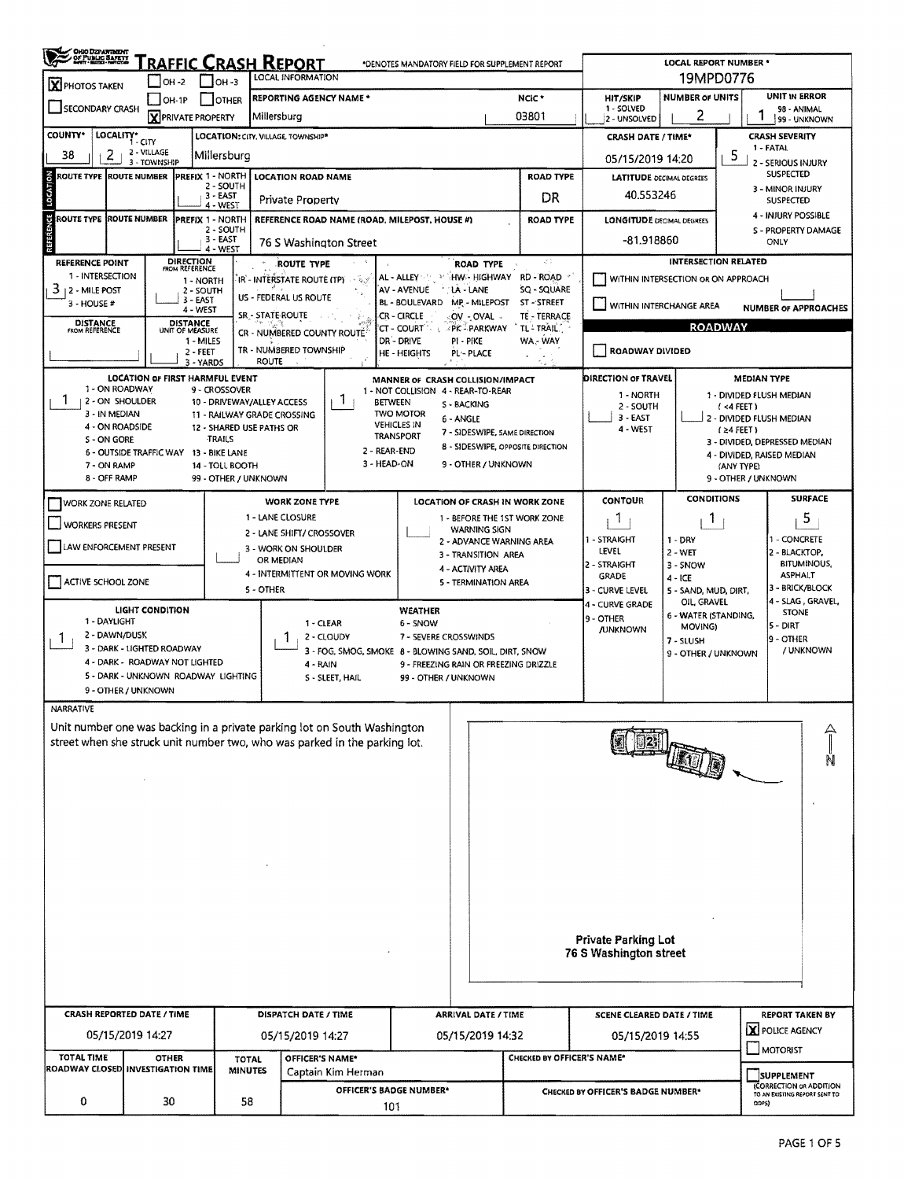# TRAFFIC CRASH REPORT

*DENOTES MANDATORY FIELD FOR SUPPLEMENT REPORT

LOCAL REPORT NUMBER *: 19MPD0776

| | |
|---|---|
| [X] PHOTOS TAKEN | [ ] OH-2 [ ] OH-3 [ ] OH-1P [ ] OTHER |
| [ ] SECONDARY CRASH | [X] PRIVATE PROPERTY |

LOCAL INFORMATION

REPORTING AGENCY NAME *: Millersburg

NCIC *: 03801

HIT/SKIP: 1 - SOLVED, 2 - UNSOLVED

NUMBER OF UNITS: 2

UNIT IN ERROR: 1 (98 - ANIMAL, 99 - UNKNOWN)

COUNTY*: 38

LOCALITY*: 2 (1 - CITY, 2 - VILLAGE, 3 - TOWNSHIP)

LOCATION: CITY, VILLAGE, TOWNSHIP*: Millersburg

CRASH DATE / TIME*: 05/15/2019 14:20

CRASH SEVERITY: 5 (1 - FATAL, 2 - SERIOUS INJURY SUSPECTED, 3 - MINOR INJURY SUSPECTED, 4 - INJURY POSSIBLE, 5 - PROPERTY DAMAGE ONLY)

## LOCATION

ROUTE TYPE | ROUTE NUMBER | PREFIX (1 - NORTH, 2 - SOUTH, 3 - EAST, 4 - WEST)

LOCATION ROAD NAME: Private Property

ROAD TYPE: DR

LATITUDE DECIMAL DEGREES: 40.553246

## REFERENCE

ROUTE TYPE | ROUTE NUMBER | PREFIX (1 - NORTH, 2 - SOUTH, 3 - EAST, 4 - WEST)

REFERENCE ROAD NAME (ROAD, MILEPOST, HOUSE #): 76 S Washington Street

LONGITUDE DECIMAL DEGREES: -81.918860

REFERENCE POINT: 3 (1 - INTERSECTION, 2 - MILE POST, 3 - HOUSE #)

DIRECTION FROM REFERENCE: 1 - NORTH, 2 - SOUTH, 3 - EAST, 4 - WEST

DISTANCE FROM REFERENCE

DISTANCE UNIT OF MEASURE: 1 - MILES, 2 - FEET, 3 - YARDS

ROUTE TYPE: IR - INTERSTATE ROUTE (TP), US - FEDERAL US ROUTE, SR - STATE ROUTE, CR - NUMBERED COUNTY ROUTE, TR - NUMBERED TOWNSHIP ROUTE

ROAD TYPE: AL - ALLEY, AV - AVENUE, BL - BOULEVARD, CR - CIRCLE, CT - COURT, DR - DRIVE, HE - HEIGHTS, HW - HIGHWAY, LA - LANE, MP - MILEPOST, OV - OVAL, PK - PARKWAY, PI - PIKE, PL - PLACE, RD - ROAD, SQ - SQUARE, ST - STREET, TE - TERRACE, TL - TRAIL, WA - WAY

INTERSECTION RELATED: [ ] WITHIN INTERSECTION OR ON APPROACH; [ ] WITHIN INTERCHANGE AREA; NUMBER OF APPROACHES

## ROADWAY

[ ] ROADWAY DIVIDED

LOCATION OF FIRST HARMFUL EVENT: 1 (1 - ON ROADWAY, 2 - ON SHOULDER, 3 - IN MEDIAN, 4 - ON ROADSIDE, 5 - ON GORE, 6 - OUTSIDE TRAFFIC WAY, 7 - ON RAMP, 8 - OFF RAMP, 9 - CROSSOVER, 10 - DRIVEWAY/ALLEY ACCESS, 11 - RAILWAY GRADE CROSSING, 12 - SHARED USE PATHS OR TRAILS, 13 - BIKE LANE, 14 - TOLL BOOTH, 99 - OTHER / UNKNOWN)

MANNER OF CRASH COLLISION/IMPACT: 1 (1 - NOT COLLISION BETWEEN TWO MOTOR VEHICLES IN TRANSPORT, 2 - REAR-END, 3 - HEAD-ON, 4 - REAR-TO-REAR, 5 - BACKING, 6 - ANGLE, 7 - SIDESWIPE, SAME DIRECTION, 8 - SIDESWIPE, OPPOSITE DIRECTION, 9 - OTHER / UNKNOWN)

DIRECTION OF TRAVEL: 1 - NORTH, 2 - SOUTH, 3 - EAST, 4 - WEST

MEDIAN TYPE: 1 - DIVIDED FLUSH MEDIAN (< 4 FEET), 2 - DIVIDED FLUSH MEDIAN (≥ 4 FEET), 3 - DIVIDED, DEPRESSED MEDIAN, 4 - DIVIDED, RAISED MEDIAN (ANY TYPE), 9 - OTHER / UNKNOWN

[ ] WORK ZONE RELATED

[ ] WORKERS PRESENT

[ ] LAW ENFORCEMENT PRESENT

[ ] ACTIVE SCHOOL ZONE

WORK ZONE TYPE: 1 - LANE CLOSURE, 2 - LANE SHIFT/ CROSSOVER, 3 - WORK ON SHOULDER OR MEDIAN, 4 - INTERMITTENT OR MOVING WORK, 5 - OTHER

LOCATION OF CRASH IN WORK ZONE: 1 - BEFORE THE 1ST WORK ZONE WARNING SIGN, 2 - ADVANCE WARNING AREA, 3 - TRANSITION AREA, 4 - ACTIVITY AREA, 5 - TERMINATION AREA

CONTOUR: 1 (1 - STRAIGHT LEVEL, 2 - STRAIGHT GRADE, 3 - CURVE LEVEL, 4 - CURVE GRADE, 9 - OTHER /UNKNOWN)

CONDITIONS: 1 (1 - DRY, 2 - WET, 3 - SNOW, 4 - ICE, 5 - SAND, MUD, DIRT, OIL, GRAVEL, 6 - WATER (STANDING, MOVING), 7 - SLUSH, 9 - OTHER / UNKNOWN)

SURFACE: 5 (1 - CONCRETE, 2 - BLACKTOP, BITUMINOUS, ASPHALT, 3 - BRICK/BLOCK, 4 - SLAG, GRAVEL, STONE, 5 - DIRT, 9 - OTHER / UNKNOWN)

LIGHT CONDITION: 1 (1 - DAYLIGHT, 2 - DAWN/DUSK, 3 - DARK - LIGHTED ROADWAY, 4 - DARK - ROADWAY NOT LIGHTED, 5 - DARK - UNKNOWN ROADWAY LIGHTING, 9 - OTHER / UNKNOWN)

WEATHER: 1 (1 - CLEAR, 2 - CLOUDY, 3 - FOG, SMOG, SMOKE, 4 - RAIN, 5 - SLEET, HAIL, 6 - SNOW, 7 - SEVERE CROSSWINDS, 8 - BLOWING SAND, SOIL, DIRT, SNOW, 9 - FREEZING RAIN OR FREEZING DRIZZLE, 99 - OTHER / UNKNOWN)

## NARRATIVE

Unit number one was backing in a private parking lot on South Washington street when she struck unit number two, who was parked in the parking lot.

Private Parking Lot
76 S Washington street

| CRASH REPORTED DATE / TIME | DISPATCH DATE / TIME | ARRIVAL DATE / TIME | SCENE CLEARED DATE / TIME | REPORT TAKEN BY |
|---|---|---|---|---|
| 05/15/2019 14:27 | 05/15/2019 14:27 | 05/15/2019 14:32 | 05/15/2019 14:55 | [X] POLICE AGENCY [ ] MOTORIST |

| TOTAL TIME ROADWAY CLOSED | OTHER INVESTIGATION TIME | TOTAL MINUTES | OFFICER'S NAME* | CHECKED BY OFFICER'S NAME* | |
|---|---|---|---|---|---|
| 0 | 30 | 58 | Captain Kim Herman | | [ ] SUPPLEMENT (CORRECTION OR ADDITION TO AN EXISTING REPORT SENT TO ODPS) |
| | | | OFFICER'S BADGE NUMBER*: 101 | CHECKED BY OFFICER'S BADGE NUMBER* | |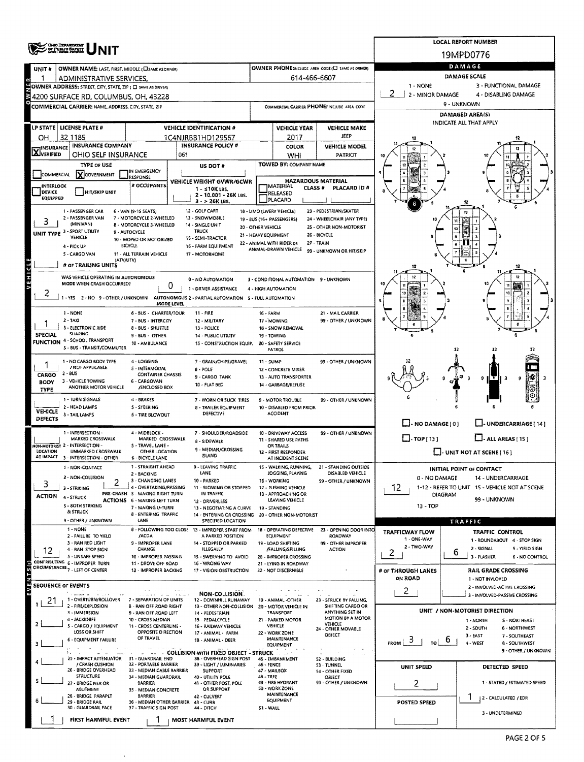# UNIT

**LOCAL REPORT NUMBER:** 19MPD0776

## OWNER

| UNIT # | OWNER NAME: LAST, FIRST, MIDDLE | OWNER PHONE |
|---|---|---|
| 1 | ADMINISTRATIVE SERVICES, | 614-466-6607 |

**OWNER ADDRESS:** 4200 SURFACE RD, COLUMBUS, OH, 43228

**COMMERCIAL CARRIER:** NAME, ADDRESS, CITY, STATE, ZIP

**COMMERCIAL CARRIER PHONE:**

## VEHICLE

| LP STATE | LICENSE PLATE # | VEHICLE IDENTIFICATION # | VEHICLE YEAR | VEHICLE MAKE |
|---|---|---|---|---|
| OH | 32 1185 | 1C4NJRBB1HD129567 | 2017 | JEEP |

| INSURANCE VERIFIED | INSURANCE COMPANY | INSURANCE POLICY # | COLOR | VEHICLE MODEL |
|---|---|---|---|---|
| X | OHIO SELF INSURANCE | 061 | WHI | PATRIOT |

**TYPE OF USE:** X GOVERNMENT

**US DOT #:**

**TOWED BY: COMPANY NAME:**

**VEHICLE WEIGHT GVWR/GCWR:** 1 - ≤10K LBS. 2 - 10,001 - 26K LBS. 3 - > 26K LBS.

**HAZARDOUS MATERIAL:** MATERIAL CLASS # RELEASED PLACARD ID # PLACARD

**UNIT TYPE:** 3

1 - PASSENGER CAR, 2 - PASSENGER VAN (MINIVAN), 3 - SPORT UTILITY VEHICLE, 4 - PICK UP, 5 - CARGO VAN, 6 - VAN (9-15 SEATS), 7 - MOTORCYCLE 2-WHEELED, 8 - MOTORCYCLE 3-WHEELED, 9 - AUTOCYCLE, 10 - MOPED OR MOTORIZED BICYCLE, 11 - ALL TERRAIN VEHICLE (ATV/UTV), 12 - GOLF CART, 13 - SNOWMOBILE, 14 - SINGLE UNIT TRUCK, 15 - SEMI-TRACTOR, 16 - FARM EQUIPMENT, 17 - MOTORHOME, 18 - LIMO (LIVERY VEHICLE), 19 - BUS (16+ PASSENGERS), 20 - OTHER VEHICLE, 21 - HEAVY EQUIPMENT, 22 - ANIMAL WITH RIDER OR ANIMAL-DRAWN VEHICLE, 23 - PEDESTRIAN/SKATER, 24 - WHEELCHAIR (ANY TYPE), 25 - OTHER NON-MOTORIST, 26 - BICYCLE, 27 - TRAIN, 99 - UNKNOWN OR HIT/SKIP

**# OF TRAILING UNITS:**

**WAS VEHICLE OPERATING IN AUTONOMOUS MODE WHEN CRASH OCCURRED?** 2 (1 - YES 2 - NO 9 - OTHER / UNKNOWN)

**AUTONOMOUS MODE LEVEL:** 0 (0 - NO AUTOMATION, 1 - DRIVER ASSISTANCE, 2 - PARTIAL AUTOMATION, 3 - CONDITIONAL AUTOMATION, 4 - HIGH AUTOMATION, 5 - FULL AUTOMATION, 9 - UNKNOWN)

**SPECIAL FUNCTION:** 1

1 - NONE, 2 - TAXI, 3 - ELECTRONIC RIDE SHARING, 4 - SCHOOL TRANSPORT, 5 - BUS - TRANSIT/COMMUTER, 6 - BUS - CHARTER/TOUR, 7 - BUS - INTERCITY, 8 - BUS - SHUTTLE, 9 - BUS - OTHER, 10 - AMBULANCE, 11 - FIRE, 12 - MILITARY, 13 - POLICE, 14 - PUBLIC UTILITY, 15 - CONSTRUCTION EQUIP., 16 - FARM, 17 - MOWING, 18 - SNOW REMOVAL, 19 - TOWING, 20 - SAFETY SERVICE PATROL, 21 - MAIL CARRIER, 99 - OTHER / UNKNOWN

**CARGO BODY TYPE:** 1

1 - NO CARGO BODY TYPE / NOT APPLICABLE, 2 - BUS, 3 - VEHICLE TOWING ANOTHER MOTOR VEHICLE, 4 - LOGGING, 5 - INTERMODAL CONTAINER CHASSIS, 6 - CARGOVAN /ENCLOSED BOX, 7 - GRAIN/CHIPS/GRAVEL, 8 - POLE, 9 - CARGO TANK, 10 - FLAT BED, 11 - DUMP, 12 - CONCRETE MIXER, 13 - AUTO TRANSPORTER, 14 - GARBAGE/REFUSE, 99 - OTHER / UNKNOWN

**VEHICLE DEFECTS:**

1 - TURN SIGNALS, 2 - HEAD LAMPS, 3 - TAIL LAMPS, 4 - BRAKES, 5 - STEERING, 6 - TIRE BLOWOUT, 7 - WORN OR SLICK TIRES, 8 - TRAILER EQUIPMENT DEFECTIVE, 9 - MOTOR TROUBLE, 10 - DISABLED FROM PRIOR ACCIDENT, 99 - OTHER / UNKNOWN

**NON-MOTORIST LOCATION AT IMPACT:**

1 - INTERSECTION - MARKED CROSSWALK, 2 - INTERSECTION - UNMARKED CROSSWALK, 3 - INTERSECTION - OTHER, 4 - MIDBLOCK - MARKED CROSSWALK, 5 - TRAVEL LANE - OTHER LOCATION, 6 - BICYCLE LANE, 7 - SHOULDER/ROADSIDE, 8 - SIDEWALK, 9 - MEDIAN/CROSSING ISLAND, 10 - DRIVEWAY ACCESS, 11 - SHARED USE PATHS OR TRAILS, 12 - FIRST RESPONDER AT INCIDENT SCENE, 99 - OTHER / UNKNOWN

**ACTION:** 3

1 - NON-CONTACT, 2 - NON-COLLISION, 3 - STRIKING, 4 - STRUCK, 5 - BOTH STRIKING & STRUCK, 9 - OTHER / UNKNOWN

**PRE-CRASH ACTIONS:** 2

1 - STRAIGHT AHEAD, 2 - BACKING, 3 - CHANGING LANES, 4 - OVERTAKING/PASSING, 5 - MAKING RIGHT TURN, 6 - MAKING LEFT TURN, 7 - MAKING U-TURN, 8 - ENTERING TRAFFIC LANE, 9 - LEAVING TRAFFIC LANE, 10 - PARKED, 11 - SLOWING OR STOPPED IN TRAFFIC, 12 - DRIVERLESS, 13 - NEGOTIATING A CURVE, 14 - ENTERING OR CROSSING SPECIFIED LOCATION, 15 - WALKING, RUNNING, JOGGING, PLAYING, 16 - WORKING, 17 - PUSHING VEHICLE, 18 - APPROACHING OR LEAVING VEHICLE, 19 - STANDING, 20 - OTHER NON-MOTORIST, 21 - STANDING OUTSIDE DISABLED VEHICLE, 99 - OTHER / UNKNOWN

**CONTRIBUTING CIRCUMSTANCES:** 12

1 - NONE, 2 - FAILURE TO YIELD, 3 - RAN RED LIGHT, 4 - RAN STOP SIGN, 5 - UNSAFE SPEED, 6 - IMPROPER TURN, 7 - LEFT OF CENTER, 8 - FOLLOWING TOO CLOSE /ACDA, 9 - IMPROPER LANE CHANGE, 10 - IMPROPER PASSING, 11 - DROVE OFF ROAD, 12 - IMPROPER BACKING, 13 - IMPROPER START FROM A PARKED POSITION, 14 - STOPPED OR PARKED ILLEGALLY, 15 - SWERVING TO AVOID, 16 - WRONG WAY, 17 - VISION OBSTRUCTION, 18 - OPERATING DEFECTIVE EQUIPMENT, 19 - LOAD SHIFTING /FALLING/SPILLING, 20 - IMPROPER CROSSING, 21 - LYING IN ROADWAY, 22 - NOT DISCERNIBLE, 23 - OPENING DOOR INTO ROADWAY, 99 - OTHER IMPROPER ACTION

## EVENTS

**SEQUENCE OF EVENTS:**

1. 21
2.
3.
4.
5.
6.

NON-COLLISION: 1 - OVERTURN/ROLLOVER, 2 - FIRE/EXPLOSION, 3 - IMMERSION, 4 - JACKKNIFE, 5 - CARGO / EQUIPMENT LOSS OR SHIFT, 6 - EQUIPMENT FAILURE, 7 - SEPARATION OF UNITS, 8 - RAN OFF ROAD RIGHT, 9 - RAN OFF ROAD LEFT, 10 - CROSS MEDIAN, 11 - CROSS CENTERLINE - OPPOSITE DIRECTION OF TRAVEL, 12 - DOWNHILL RUNAWAY, 13 - OTHER NON-COLLISION, 14 - PEDESTRIAN, 15 - PEDALCYCLE, 16 - RAILWAY VEHICLE, 17 - ANIMAL - FARM, 18 - ANIMAL - DEER, 19 - ANIMAL -OTHER, 20 - MOTOR VEHICLE IN TRANSPORT, 21 - PARKED MOTOR VEHICLE, 22 - WORK ZONE MAINTENANCE EQUIPMENT, 23 - STRUCK BY FALLING, SHIFTING CARGO OR ANYTHING SET IN MOTION BY A MOTOR VEHICLE, 24 - OTHER MOVABLE OBJECT

COLLISION WITH FIXED OBJECT - STRUCK: 25 - IMPACT ATTENUATOR / CRASH CUSHION, 26 - BRIDGE OVERHEAD STRUCTURE, 27 - BRIDGE PIER OR ABUTMENT, 28 - BRIDGE PARAPET, 29 - BRIDGE RAIL, 30 - GUARDRAIL FACE, 31 - GUARDRAIL END, 32 - PORTABLE BARRIER, 33 - MEDIAN CABLE BARRIER, 34 - MEDIAN GUARDRAIL BARRIER, 35 - MEDIAN CONCRETE BARRIER, 36 - MEDIAN OTHER BARRIER, 37 - TRAFFIC SIGN POST, 38 - OVERHEAD SIGN POST, 39 - LIGHT / LUMINARIES SUPPORT, 40 - UTILITY POLE, 41 - OTHER POST, POLE OR SUPPORT, 42 - CULVERT, 43 - CURB, 44 - DITCH, 45 - EMBANKMENT, 46 - FENCE, 47 - MAILBOX, 48 - TREE, 49 - FIRE HYDRANT, 50 - WORK ZONE MAINTENANCE EQUIPMENT, 51 - WALL, 52 - BUILDING, 53 - TUNNEL, 54 - OTHER FIXED OBJECT, 99 - OTHER / UNKNOWN

**FIRST HARMFUL EVENT:** 1

**MOST HARMFUL EVENT:** 1

## DAMAGE

**DAMAGE SCALE:** 2

1 - NONE, 2 - MINOR DAMAGE, 3 - FUNCTIONAL DAMAGE, 4 - DISABLING DAMAGE, 9 - UNKNOWN

**DAMAGED AREA(S):** INDICATE ALL THAT APPLY — 6

NO DAMAGE [0], UNDERCARRIAGE [14], TOP [13], ALL AREAS [15], UNIT NOT AT SCENE [16]

**INITIAL POINT OF CONTACT:** 12

0 - NO DAMAGE, 1-12 - REFER TO UNIT DIAGRAM, 13 - TOP, 14 - UNDERCARRIAGE, 15 - VEHICLE NOT AT SCENE, 99 - UNKNOWN

## TRAFFIC

**TRAFFICWAY FLOW:** 2 (1 - ONE-WAY, 2 - TWO-WAY)

**TRAFFIC CONTROL:** 6

1 - ROUNDABOUT, 2 - SIGNAL, 3 - FLASHER, 4 - STOP SIGN, 5 - YIELD SIGN, 6 - NO CONTROL

**# OF THROUGH LANES ON ROAD:** 2

**RAIL GRADE CROSSING:** 1 - NOT INVOLVED, 2 - INVOLVED-ACTIVE CROSSING, 3 - INVOLVED-PASSIVE CROSSING

**UNIT / NON-MOTORIST DIRECTION:** FROM 3 TO 6

1 - NORTH, 2 - SOUTH, 3 - EAST, 4 - WEST, 5 - NORTHEAST, 6 - NORTHWEST, 7 - SOUTHEAST, 8 - SOUTHWEST, 9 - OTHER / UNKNOWN

**UNIT SPEED:** 2

**POSTED SPEED:**

**DETECTED SPEED:** 1

1 - STATED / ESTIMATED SPEED, 2 - CALCULATED / EDR, 3 - UNDETERMINED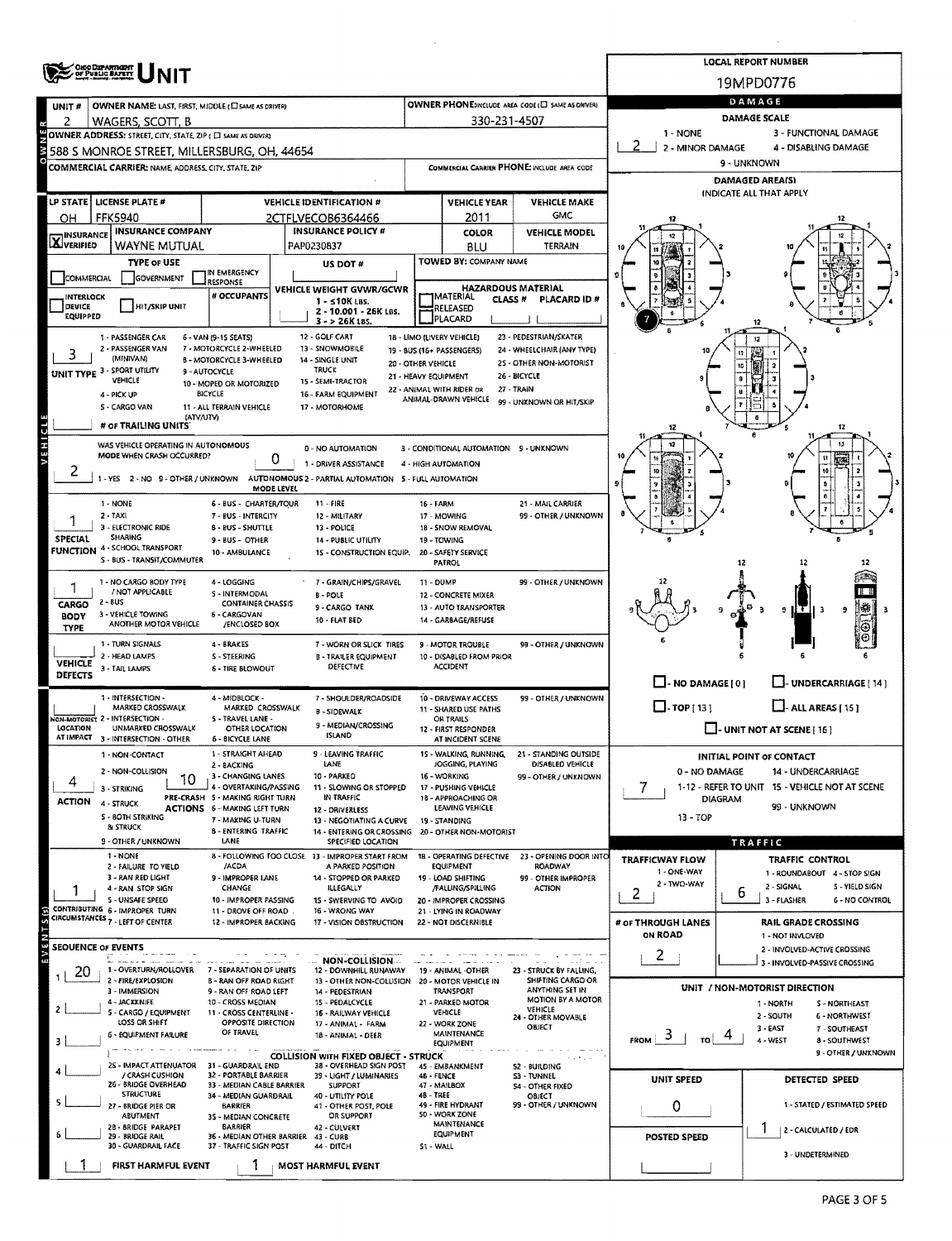# Ohio Department of Public Safety UNIT

**LOCAL REPORT NUMBER:** 19MPD0776

## Owner

| Field | Value |
|---|---|
| UNIT # | 2 |
| OWNER NAME: LAST, FIRST, MIDDLE (☐ SAME AS DRIVER) | WAGERS, SCOTT, B |
| OWNER PHONE (INCLUDE AREA CODE) (☐ SAME AS DRIVER) | 330-231-4507 |
| OWNER ADDRESS: STREET, CITY, STATE, ZIP (☐ SAME AS DRIVER) | 588 S MONROE STREET, MILLERSBURG, OH, 44654 |
| COMMERCIAL CARRIER: NAME, ADDRESS, CITY, STATE, ZIP | |
| COMMERCIAL CARRIER PHONE: INCLUDE AREA CODE | |

## Vehicle

| LP STATE | LICENSE PLATE # | VEHICLE IDENTIFICATION # | VEHICLE YEAR | VEHICLE MAKE |
|---|---|---|---|---|
| OH | FFK5940 | 2CTFLVEC0B6364466 | 2011 | GMC |

| INSURANCE | INSURANCE COMPANY | INSURANCE POLICY # | COLOR | VEHICLE MODEL |
|---|---|---|---|---|
| ☒ VERIFIED | WAYNE MUTUAL | PAP0230837 | BLU | TERRAIN |

- **TYPE OF USE:** ☐ COMMERCIAL ☐ GOVERNMENT ☐ IN EMERGENCY RESPONSE
- **US DOT #:**
- **TOWED BY: COMPANY NAME:**
- ☐ INTERLOCK DEVICE EQUIPPED ☐ HIT/SKIP UNIT
- **# OCCUPANTS:**
- **VEHICLE WEIGHT GVWR/GCWR:** 1 - ≤10K LBS. 2 - 10.001 - 26K LBS. 3 - > 26K LBS.
- **HAZARDOUS MATERIAL:** ☐ MATERIAL RELEASED ☐ PLACARD — CLASS # — PLACARD ID #

**UNIT TYPE:** 3
1 - PASSENGER CAR, 2 - PASSENGER VAN (MINIVAN), 3 - SPORT UTILITY VEHICLE, 4 - PICK UP, 5 - CARGO VAN, 6 - VAN (9-15 SEATS), 7 - MOTORCYCLE 2-WHEELED, 8 - MOTORCYCLE 3-WHEELED, 9 - AUTOCYCLE, 10 - MOPED OR MOTORIZED BICYCLE, 11 - ALL TERRAIN VEHICLE (ATV/UTV), 12 - GOLF CART, 13 - SNOWMOBILE, 14 - SINGLE UNIT TRUCK, 15 - SEMI-TRACTOR, 16 - FARM EQUIPMENT, 17 - MOTORHOME, 18 - LIMO (LIVERY VEHICLE), 19 - BUS (16+ PASSENGERS), 20 - OTHER VEHICLE, 21 - HEAVY EQUIPMENT, 22 - ANIMAL WITH RIDER OR ANIMAL-DRAWN VEHICLE, 23 - PEDESTRIAN/SKATER, 24 - WHEELCHAIR (ANY TYPE), 25 - OTHER NON-MOTORIST, 26 - BICYCLE, 27 - TRAIN, 99 - UNKNOWN OR HIT/SKIP

**# OF TRAILING UNITS:**

**WAS VEHICLE OPERATING IN AUTONOMOUS MODE WHEN CRASH OCCURRED?** 2 (1 - YES, 2 - NO, 9 - OTHER / UNKNOWN)
**AUTONOMOUS MODE LEVEL:** 0
0 - NO AUTOMATION, 1 - DRIVER ASSISTANCE, 2 - PARTIAL AUTOMATION, 3 - CONDITIONAL AUTOMATION, 4 - HIGH AUTOMATION, 5 - FULL AUTOMATION, 9 - UNKNOWN

**SPECIAL FUNCTION:** 1
1 - NONE, 2 - TAXI, 3 - ELECTRONIC RIDE SHARING, 4 - SCHOOL TRANSPORT, 5 - BUS - TRANSIT/COMMUTER, 6 - BUS - CHARTER/TOUR, 7 - BUS - INTERCITY, 8 - BUS - SHUTTLE, 9 - BUS - OTHER, 10 - AMBULANCE, 11 - FIRE, 12 - MILITARY, 13 - POLICE, 14 - PUBLIC UTILITY, 15 - CONSTRUCTION EQUIP., 16 - FARM, 17 - MOWING, 18 - SNOW REMOVAL, 19 - TOWING, 20 - SAFETY SERVICE PATROL, 21 - MAIL CARRIER, 99 - OTHER / UNKNOWN

**CARGO BODY TYPE:** 1
1 - NO CARGO BODY TYPE / NOT APPLICABLE, 2 - BUS, 3 - VEHICLE TOWING ANOTHER MOTOR VEHICLE, 4 - LOGGING, 5 - INTERMODAL CONTAINER CHASSIS, 6 - CARGOVAN /ENCLOSED BOX, 7 - GRAIN/CHIPS/GRAVEL, 8 - POLE, 9 - CARGO TANK, 10 - FLAT BED, 11 - DUMP, 12 - CONCRETE MIXER, 13 - AUTO TRANSPORTER, 14 - GARBAGE/REFUSE, 99 - OTHER / UNKNOWN

**VEHICLE DEFECTS:**
1 - TURN SIGNALS, 2 - HEAD LAMPS, 3 - TAIL LAMPS, 4 - BRAKES, 5 - STEERING, 6 - TIRE BLOWOUT, 7 - WORN OR SLICK TIRES, 8 - TRAILER EQUIPMENT DEFECTIVE, 9 - MOTOR TROUBLE, 10 - DISABLED FROM PRIOR ACCIDENT, 99 - OTHER / UNKNOWN

**NON-MOTORIST LOCATION AT IMPACT:**
1 - INTERSECTION - MARKED CROSSWALK, 2 - INTERSECTION - UNMARKED CROSSWALK, 3 - INTERSECTION - OTHER, 4 - MIDBLOCK - MARKED CROSSWALK, 5 - TRAVEL LANE - OTHER LOCATION, 6 - BICYCLE LANE, 7 - SHOULDER/ROADSIDE, 8 - SIDEWALK, 9 - MEDIAN/CROSSING ISLAND, 10 - DRIVEWAY ACCESS, 11 - SHARED USE PATHS OR TRAILS, 12 - FIRST RESPONDER AT INCIDENT SCENE, 99 - OTHER / UNKNOWN

**ACTION:** 4 — **PRE-CRASH ACTIONS:** 10
Action: 1 - NON-CONTACT, 2 - NON-COLLISION, 3 - STRIKING, 4 - STRUCK, 5 - BOTH STRIKING & STRUCK, 9 - OTHER / UNKNOWN
Pre-Crash Actions: 1 - STRAIGHT AHEAD, 2 - BACKING, 3 - CHANGING LANES, 4 - OVERTAKING/PASSING, 5 - MAKING RIGHT TURN, 6 - MAKING LEFT TURN, 7 - MAKING U-TURN, 8 - ENTERING TRAFFIC LANE, 9 - LEAVING TRAFFIC LANE, 10 - PARKED, 11 - SLOWING OR STOPPED IN TRAFFIC, 12 - DRIVERLESS, 13 - NEGOTIATING A CURVE, 14 - ENTERING OR CROSSING SPECIFIED LOCATION, 15 - WALKING, RUNNING, JOGGING, PLAYING, 16 - WORKING, 17 - PUSHING VEHICLE, 18 - APPROACHING OR LEAVING VEHICLE, 19 - STANDING, 20 - OTHER NON-MOTORIST, 21 - STANDING OUTSIDE DISABLED VEHICLE, 99 - OTHER / UNKNOWN

**CONTRIBUTING CIRCUMSTANCES:** 1
1 - NONE, 2 - FAILURE TO YIELD, 3 - RAN RED LIGHT, 4 - RAN STOP SIGN, 5 - UNSAFE SPEED, 6 - IMPROPER TURN, 7 - LEFT OF CENTER, 8 - FOLLOWING TOO CLOSE /ACDA, 9 - IMPROPER LANE CHANGE, 10 - IMPROPER PASSING, 11 - DROVE OFF ROAD, 12 - IMPROPER BACKING, 13 - IMPROPER START FROM A PARKED POSITION, 14 - STOPPED OR PARKED ILLEGALLY, 15 - SWERVING TO AVOID, 16 - WRONG WAY, 17 - VISION OBSTRUCTION, 18 - OPERATING DEFECTIVE EQUIPMENT, 19 - LOAD SHIFTING /FALLING/SPILLING, 20 - IMPROPER CROSSING, 21 - LYING IN ROADWAY, 22 - NOT DISCERNIBLE, 23 - OPENING DOOR INTO ROADWAY, 99 - OTHER IMPROPER ACTION

## Sequence of Events

| # | Event |
|---|---|
| 1 | 20 |
| 2 | |
| 3 | |
| 4 | |
| 5 | |
| 6 | |

**FIRST HARMFUL EVENT:** 1 — **MOST HARMFUL EVENT:** 1

Non-Collision: 1 - OVERTURN/ROLLOVER, 2 - FIRE/EXPLOSION, 3 - IMMERSION, 4 - JACKKNIFE, 5 - CARGO / EQUIPMENT LOSS OR SHIFT, 6 - EQUIPMENT FAILURE, 7 - SEPARATION OF UNITS, 8 - RAN OFF ROAD RIGHT, 9 - RAN OFF ROAD LEFT, 10 - CROSS MEDIAN, 11 - CROSS CENTERLINE - OPPOSITE DIRECTION OF TRAVEL, 12 - DOWNHILL RUNAWAY, 13 - OTHER NON-COLLISION, 14 - PEDESTRIAN, 15 - PEDALCYCLE, 16 - RAILWAY VEHICLE, 17 - ANIMAL - FARM, 18 - ANIMAL - DEER, 19 - ANIMAL -OTHER, 20 - MOTOR VEHICLE IN TRANSPORT, 21 - PARKED MOTOR VEHICLE, 22 - WORK ZONE MAINTENANCE EQUIPMENT, 23 - STRUCK BY FALLING, SHIFTING CARGO OR ANYTHING SET IN MOTION BY A MOTOR VEHICLE, 24 - OTHER MOVABLE OBJECT

Collision with Fixed Object - Struck: 25 - IMPACT ATTENUATOR / CRASH CUSHION, 26 - BRIDGE OVERHEAD STRUCTURE, 27 - BRIDGE PIER OR ABUTMENT, 28 - BRIDGE PARAPET, 29 - BRIDGE RAIL, 30 - GUARDRAIL FACE, 31 - GUARDRAIL END, 32 - PORTABLE BARRIER, 33 - MEDIAN CABLE BARRIER, 34 - MEDIAN GUARDRAIL BARRIER, 35 - MEDIAN CONCRETE BARRIER, 36 - MEDIAN OTHER BARRIER, 37 - TRAFFIC SIGN POST, 38 - OVERHEAD SIGN POST, 39 - LIGHT / LUMINARIES SUPPORT, 40 - UTILITY POLE, 41 - OTHER POST, POLE OR SUPPORT, 42 - CULVERT, 43 - CURB, 44 - DITCH, 45 - EMBANKMENT, 46 - FENCE, 47 - MAILBOX, 48 - TREE, 49 - FIRE HYDRANT, 50 - WORK ZONE MAINTENANCE EQUIPMENT, 51 - WALL, 52 - BUILDING, 53 - TUNNEL, 54 - OTHER FIXED OBJECT, 99 - OTHER / UNKNOWN

## Damage

**DAMAGE SCALE:** 2
1 - NONE, 2 - MINOR DAMAGE, 3 - FUNCTIONAL DAMAGE, 4 - DISABLING DAMAGE, 9 - UNKNOWN

**DAMAGED AREA(S)** (INDICATE ALL THAT APPLY): 7

☐ - NO DAMAGE [0] ☐ - UNDERCARRIAGE [14] ☐ - TOP [13] ☐ - ALL AREAS [15] ☐ - UNIT NOT AT SCENE [16]

**INITIAL POINT OF CONTACT:** 7
0 - NO DAMAGE, 1-12 - REFER TO UNIT DIAGRAM, 13 - TOP, 14 - UNDERCARRIAGE, 15 - VEHICLE NOT AT SCENE, 99 - UNKNOWN

## Traffic

**TRAFFICWAY FLOW:** 2 (1 - ONE-WAY, 2 - TWO-WAY)

**TRAFFIC CONTROL:** 6
1 - ROUNDABOUT, 2 - SIGNAL, 3 - FLASHER, 4 - STOP SIGN, 5 - YIELD SIGN, 6 - NO CONTROL

**# OF THROUGH LANES ON ROAD:** 2

**RAIL GRADE CROSSING:** 1 - NOT INVLOVED, 2 - INVOLVED-ACTIVE CROSSING, 3 - INVOLVED-PASSIVE CROSSING

**UNIT / NON-MOTORIST DIRECTION:** FROM 3 TO 4
1 - NORTH, 2 - SOUTH, 3 - EAST, 4 - WEST, 5 - NORTHEAST, 6 - NORTHWEST, 7 - SOUTHEAST, 8 - SOUTHWEST, 9 - OTHER / UNKNOWN

**UNIT SPEED:** 0

**POSTED SPEED:**

**DETECTED SPEED:** 1
1 - STATED / ESTIMATED SPEED, 2 - CALCULATED / EDR, 3 - UNDETERMINED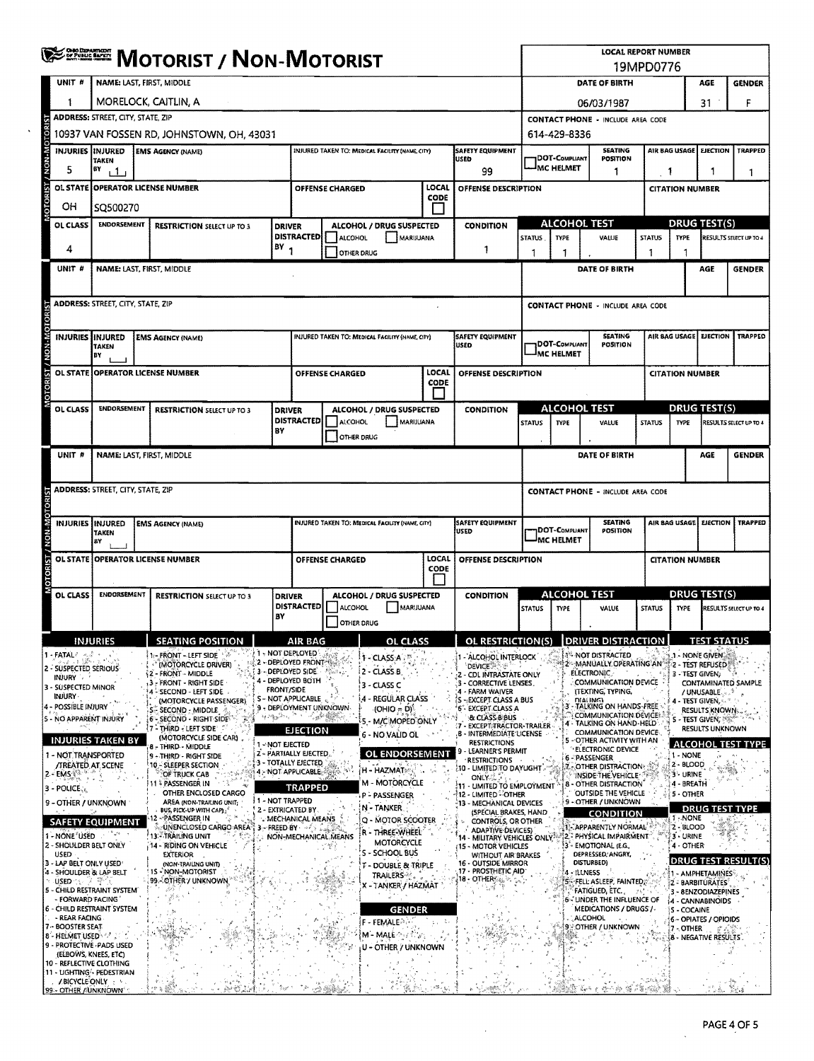# MOTORIST / NON-MOTORIST

Ohio Department of Public Safety

**LOCAL REPORT NUMBER:** 19MPD0776

## MOTORIST / NON-MOTORIST

| UNIT # | NAME: LAST, FIRST, MIDDLE | DATE OF BIRTH | AGE | GENDER |
|---|---|---|---|---|
| 1 | MORELOCK, CAITLIN, A | 06/03/1987 | 31 | F |

| ADDRESS: STREET, CITY, STATE, ZIP | CONTACT PHONE - INCLUDE AREA CODE |
|---|---|
| 10937 VAN FOSSEN RD, JOHNSTOWN, OH, 43031 | 614-429-8336 |

| INJURIES | INJURED TAKEN BY | EMS AGENCY (NAME) | INJURED TAKEN TO: MEDICAL FACILITY (NAME, CITY) | SAFETY EQUIPMENT USED | DOT-COMPLIANT MC HELMET | SEATING POSITION | AIR BAG USAGE | EJECTION | TRAPPED |
|---|---|---|---|---|---|---|---|---|---|
| 5 | 1 | | | 99 | | 1 | 1 | 1 | 1 |

| OL STATE | OPERATOR LICENSE NUMBER | OFFENSE CHARGED | LOCAL CODE | OFFENSE DESCRIPTION | CITATION NUMBER |
|---|---|---|---|---|---|
| OH | SQ500270 | | | | |

| OL CLASS | ENDORSEMENT | RESTRICTION SELECT UP TO 3 | DRIVER DISTRACTED BY | ALCOHOL / DRUG SUSPECTED | CONDITION | ALCOHOL TEST STATUS | ALCOHOL TEST TYPE | ALCOHOL TEST VALUE | DRUG TEST STATUS | DRUG TEST TYPE | RESULTS SELECT UP TO 4 |
|---|---|---|---|---|---|---|---|---|---|---|---|
| 4 | | | 1 | ☐ ALCOHOL ☐ MARIJUANA ☐ OTHER DRUG | 1 | 1 | 1 | . | 1 | 1 | |

## MOTORIST / NON-MOTORIST

| UNIT # | NAME: LAST, FIRST, MIDDLE | DATE OF BIRTH | AGE | GENDER |
|---|---|---|---|---|
| | | | | |

| ADDRESS: STREET, CITY, STATE, ZIP | CONTACT PHONE - INCLUDE AREA CODE |
|---|---|
| | |

| INJURIES | INJURED TAKEN BY | EMS AGENCY (NAME) | INJURED TAKEN TO: MEDICAL FACILITY (NAME, CITY) | SAFETY EQUIPMENT USED | DOT-COMPLIANT MC HELMET | SEATING POSITION | AIR BAG USAGE | EJECTION | TRAPPED |
|---|---|---|---|---|---|---|---|---|---|
| | | | | | | | | | |

| OL STATE | OPERATOR LICENSE NUMBER | OFFENSE CHARGED | LOCAL CODE | OFFENSE DESCRIPTION | CITATION NUMBER |
|---|---|---|---|---|---|
| | | | | | |

| OL CLASS | ENDORSEMENT | RESTRICTION SELECT UP TO 3 | DRIVER DISTRACTED BY | ALCOHOL / DRUG SUSPECTED | CONDITION | ALCOHOL TEST STATUS | ALCOHOL TEST TYPE | ALCOHOL TEST VALUE | DRUG TEST STATUS | DRUG TEST TYPE | RESULTS SELECT UP TO 4 |
|---|---|---|---|---|---|---|---|---|---|---|---|
| | | | | ☐ ALCOHOL ☐ MARIJUANA ☐ OTHER DRUG | | | | | | | |

## MOTORIST / NON-MOTORIST

| UNIT # | NAME: LAST, FIRST, MIDDLE | DATE OF BIRTH | AGE | GENDER |
|---|---|---|---|---|
| | | | | |

| ADDRESS: STREET, CITY, STATE, ZIP | CONTACT PHONE - INCLUDE AREA CODE |
|---|---|
| | |

| INJURIES | INJURED TAKEN BY | EMS AGENCY (NAME) | INJURED TAKEN TO: MEDICAL FACILITY (NAME, CITY) | SAFETY EQUIPMENT USED | DOT-COMPLIANT MC HELMET | SEATING POSITION | AIR BAG USAGE | EJECTION | TRAPPED |
|---|---|---|---|---|---|---|---|---|---|
| | | | | | | | | | |

| OL STATE | OPERATOR LICENSE NUMBER | OFFENSE CHARGED | LOCAL CODE | OFFENSE DESCRIPTION | CITATION NUMBER |
|---|---|---|---|---|---|
| | | | | | |

| OL CLASS | ENDORSEMENT | RESTRICTION SELECT UP TO 3 | DRIVER DISTRACTED BY | ALCOHOL / DRUG SUSPECTED | CONDITION | ALCOHOL TEST STATUS | ALCOHOL TEST TYPE | ALCOHOL TEST VALUE | DRUG TEST STATUS | DRUG TEST TYPE | RESULTS SELECT UP TO 4 |
|---|---|---|---|---|---|---|---|---|---|---|---|
| | | | | ☐ ALCOHOL ☐ MARIJUANA ☐ OTHER DRUG | | | | | | | |

## CODES

**INJURIES**
1 - FATAL
2 - SUSPECTED SERIOUS INJURY
3 - SUSPECTED MINOR INJURY
4 - POSSIBLE INJURY
5 - NO APPARENT INJURY

**INJURIES TAKEN BY**
1 - NOT TRANSPORTED /TREATED AT SCENE
2 - EMS
3 - POLICE
9 - OTHER / UNKNOWN

**SAFETY EQUIPMENT**
1 - NONE USED
2 - SHOULDER BELT ONLY USED
3 - LAP BELT ONLY USED
4 - SHOULDER & LAP BELT USED
5 - CHILD RESTRAINT SYSTEM - FORWARD FACING
6 - CHILD RESTRAINT SYSTEM - REAR FACING
7 - BOOSTER SEAT
8 - HELMET USED
9 - PROTECTIVE PADS USED (ELBOWS, KNEES, ETC)
10 - REFLECTIVE CLOTHING
11 - LIGHTING - PEDESTRIAN / BICYCLE ONLY
99 - OTHER / UNKNOWN

**SEATING POSITION**
1 - FRONT - LEFT SIDE (MOTORCYCLE DRIVER)
2 - FRONT - MIDDLE
3 - FRONT - RIGHT SIDE
4 - SECOND - LEFT SIDE (MOTORCYCLE PASSENGER)
5 - SECOND - MIDDLE
6 - SECOND - RIGHT SIDE
7 - THIRD - LEFT SIDE (MOTORCYCLE SIDE CAR)
8 - THIRD - MIDDLE
9 - THIRD - RIGHT SIDE
10 - SLEEPER SECTION OF TRUCK CAB
11 - PASSENGER IN OTHER ENCLOSED CARGO AREA (NON-TRAILING UNIT, BUS, PICK-UP WITH CAP)
12 - PASSENGER IN UNENCLOSED CARGO AREA
13 - TRAILING UNIT
14 - RIDING ON VEHICLE EXTERIOR (NON-TRAILING UNIT)
15 - NON-MOTORIST
99 - OTHER / UNKNOWN

**AIR BAG**
1 - NOT DEPLOYED
2 - DEPLOYED FRONT
3 - DEPLOYED SIDE
4 - DEPLOYED BOTH FRONT/SIDE
5 - NOT APPLICABLE
9 - DEPLOYMENT UNKNOWN

**EJECTION**
1 - NOT EJECTED
2 - PARTIALLY EJECTED
3 - TOTALLY EJECTED
4 - NOT APPLICABLE

**TRAPPED**
1 - NOT TRAPPED
2 - EXTRICATED BY MECHANICAL MEANS
3 - FREED BY NON-MECHANICAL MEANS

**OL CLASS**
1 - CLASS A
2 - CLASS B
3 - CLASS C
4 - REGULAR CLASS (OHIO = D)
5 - M/C MOPED ONLY
6 - NO VALID OL

**OL ENDORSEMENT**
H - HAZMAT
M - MOTORCYCLE
P - PASSENGER
N - TANKER
Q - MOTOR SCOOTER
R - THREE-WHEEL MOTORCYCLE
S - SCHOOL BUS
T - DOUBLE & TRIPLE TRAILERS
X - TANKER / HAZMAT

**GENDER**
F - FEMALE
M - MALE
U - OTHER / UNKNOWN

**OL RESTRICTION(S)**
1 - ALCOHOL INTERLOCK DEVICE
2 - CDL INTRASTATE ONLY
3 - CORRECTIVE LENSES
4 - FARM WAIVER
5 - EXCEPT CLASS A BUS
6 - EXCEPT CLASS A & CLASS B BUS
7 - EXCEPT TRACTOR-TRAILER
8 - INTERMEDIATE LICENSE RESTRICTIONS
9 - LEARNER'S PERMIT RESTRICTIONS
10 - LIMITED TO DAYLIGHT ONLY
11 - LIMITED TO EMPLOYMENT
12 - LIMITED - OTHER
13 - MECHANICAL DEVICES (SPECIAL BRAKES, HAND CONTROLS, OR OTHER ADAPTIVE DEVICES)
14 - MILITARY VEHICLES ONLY
15 - MOTOR VEHICLES WITHOUT AIR BRAKES
16 - OUTSIDE MIRROR
17 - PROSTHETIC AID
18 - OTHER

**DRIVER DISTRACTION**
1 - NOT DISTRACTED
2 - MANUALLY OPERATING AN ELECTRONIC COMMUNICATION DEVICE (TEXTING, TYPING, DIALING)
3 - TALKING ON HANDS-FREE COMMUNICATION DEVICE
4 - TALKING ON HAND-HELD COMMUNICATION DEVICE
5 - OTHER ACTIVITY WITH AN ELECTRONIC DEVICE
6 - PASSENGER
7 - OTHER DISTRACTION INSIDE THE VEHICLE
8 - OTHER DISTRACTION OUTSIDE THE VEHICLE
9 - OTHER / UNKNOWN

**CONDITION**
1 - APPARENTLY NORMAL
2 - PHYSICAL IMPAIRMENT
3 - EMOTIONAL (E.G., DEPRESSED, ANGRY, DISTURBED)
4 - ILLNESS
5 - FELL ASLEEP, FAINTED, FATIGUED, ETC.
6 - UNDER THE INFLUENCE OF MEDICATIONS / DRUGS / ALCOHOL
9 - OTHER / UNKNOWN

**TEST STATUS**
1 - NONE GIVEN
2 - TEST REFUSED
3 - TEST GIVEN, CONTAMINATED SAMPLE / UNUSABLE
4 - TEST GIVEN, RESULTS KNOWN
5 - TEST GIVEN, RESULTS UNKNOWN

**ALCOHOL TEST TYPE**
1 - NONE
2 - BLOOD
3 - URINE
4 - BREATH
5 - OTHER

**DRUG TEST TYPE**
1 - NONE
2 - BLOOD
3 - URINE
4 - OTHER

**DRUG TEST RESULT(S)**
1 - AMPHETAMINES
2 - BARBITURATES
3 - BENZODIAZEPINES
4 - CANNABINOIDS
5 - COCAINE
6 - OPIATES / OPIOIDS
7 - OTHER
8 - NEGATIVE RESULTS